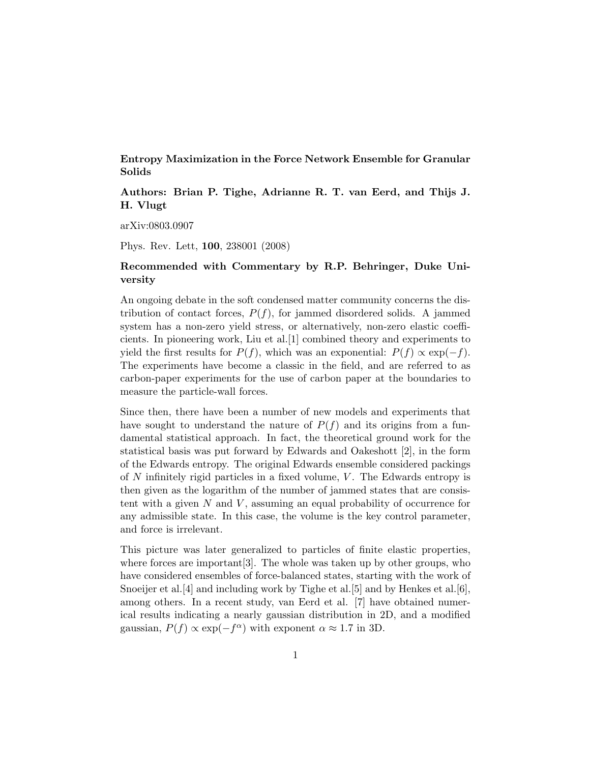**Entropy Maximization in the Force Network Ensemble for Granular Solids**

**Authors: Brian P. Tighe, Adrianne R. T. van Eerd, and Thijs J. H. Vlugt**

arXiv:0803.0907

Phys. Rev. Lett, **100**, 238001 (2008)

**Recommended with Commentary by R.P. Behringer, Duke University**

An ongoing debate in the soft condensed matter community concerns the distribution of contact forces, $P(f)$, for jammed disordered solids. A jammed system has a non-zero yield stress, or alternatively, non-zero elastic coefficients. In pioneering work, Liu et al.[1] combined theory and experiments to yield the first results for $P(f)$, which was an exponential: $P(f) \propto \exp(-f)$. The experiments have become a classic in the field, and are referred to as carbon-paper experiments for the use of carbon paper at the boundaries to measure the particle-wall forces.

Since then, there have been a number of new models and experiments that have sought to understand the nature of $P(f)$ and its origins from a fundamental statistical approach. In fact, the theoretical ground work for the statistical basis was put forward by Edwards and Oakeshott [2], in the form of the Edwards entropy. The original Edwards ensemble considered packings of $N$ infinitely rigid particles in a fixed volume, $V$. The Edwards entropy is then given as the logarithm of the number of jammed states that are consistent with a given $N$ and $V$, assuming an equal probability of occurrence for any admissible state. In this case, the volume is the key control parameter, and force is irrelevant.

This picture was later generalized to particles of finite elastic properties, where forces are important[3]. The whole was taken up by other groups, who have considered ensembles of force-balanced states, starting with the work of Snoeijer et al.[4] and including work by Tighe et al.[5] and by Henkes et al.[6], among others. In a recent study, van Eerd et al. [7] have obtained numerical results indicating a nearly gaussian distribution in 2D, and a modified gaussian, $P(f) \propto \exp(-f^{\alpha})$ with exponent $\alpha \approx 1.7$ in 3D.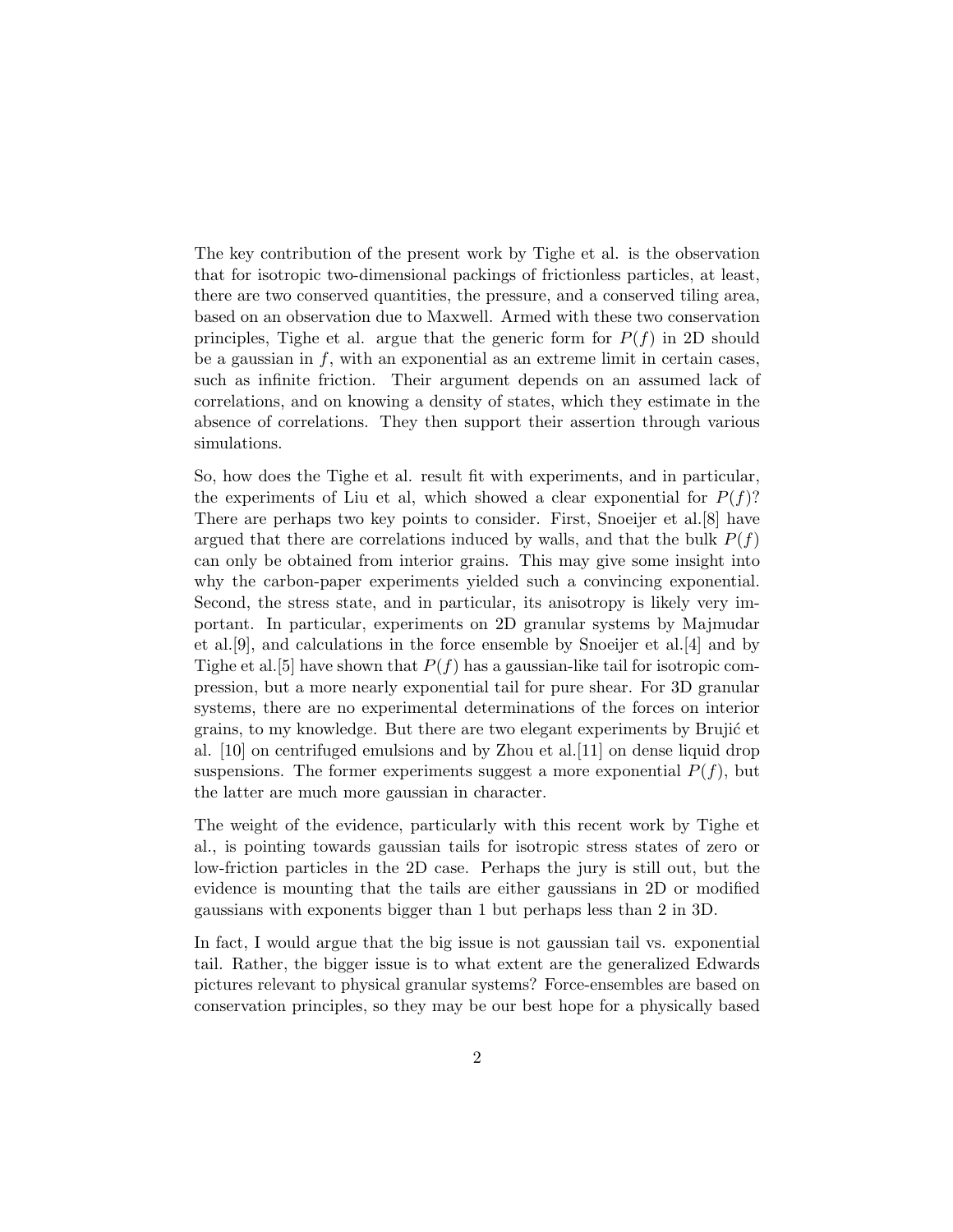The key contribution of the present work by Tighe et al. is the observation that for isotropic two-dimensional packings of frictionless particles, at least, there are two conserved quantities, the pressure, and a conserved tiling area, based on an observation due to Maxwell. Armed with these two conservation principles, Tighe et al. argue that the generic form for $P(f)$ in 2D should be a gaussian in $f$, with an exponential as an extreme limit in certain cases, such as infinite friction. Their argument depends on an assumed lack of correlations, and on knowing a density of states, which they estimate in the absence of correlations. They then support their assertion through various simulations.

So, how does the Tighe et al. result fit with experiments, and in particular, the experiments of Liu et al, which showed a clear exponential for $P(f)$? There are perhaps two key points to consider. First, Snoeijer et al.[8] have argued that there are correlations induced by walls, and that the bulk $P(f)$ can only be obtained from interior grains. This may give some insight into why the carbon-paper experiments yielded such a convincing exponential. Second, the stress state, and in particular, its anisotropy is likely very important. In particular, experiments on 2D granular systems by Majmudar et al.[9], and calculations in the force ensemble by Snoeijer et al.[4] and by Tighe et al.[5] have shown that $P(f)$ has a gaussian-like tail for isotropic compression, but a more nearly exponential tail for pure shear. For 3D granular systems, there are no experimental determinations of the forces on interior grains, to my knowledge. But there are two elegant experiments by Brujić et al. [10] on centrifuged emulsions and by Zhou et al.[11] on dense liquid drop suspensions. The former experiments suggest a more exponential $P(f)$, but the latter are much more gaussian in character.

The weight of the evidence, particularly with this recent work by Tighe et al., is pointing towards gaussian tails for isotropic stress states of zero or low-friction particles in the 2D case. Perhaps the jury is still out, but the evidence is mounting that the tails are either gaussians in 2D or modified gaussians with exponents bigger than 1 but perhaps less than 2 in 3D.

In fact, I would argue that the big issue is not gaussian tail vs. exponential tail. Rather, the bigger issue is to what extent are the generalized Edwards pictures relevant to physical granular systems? Force-ensembles are based on conservation principles, so they may be our best hope for a physically based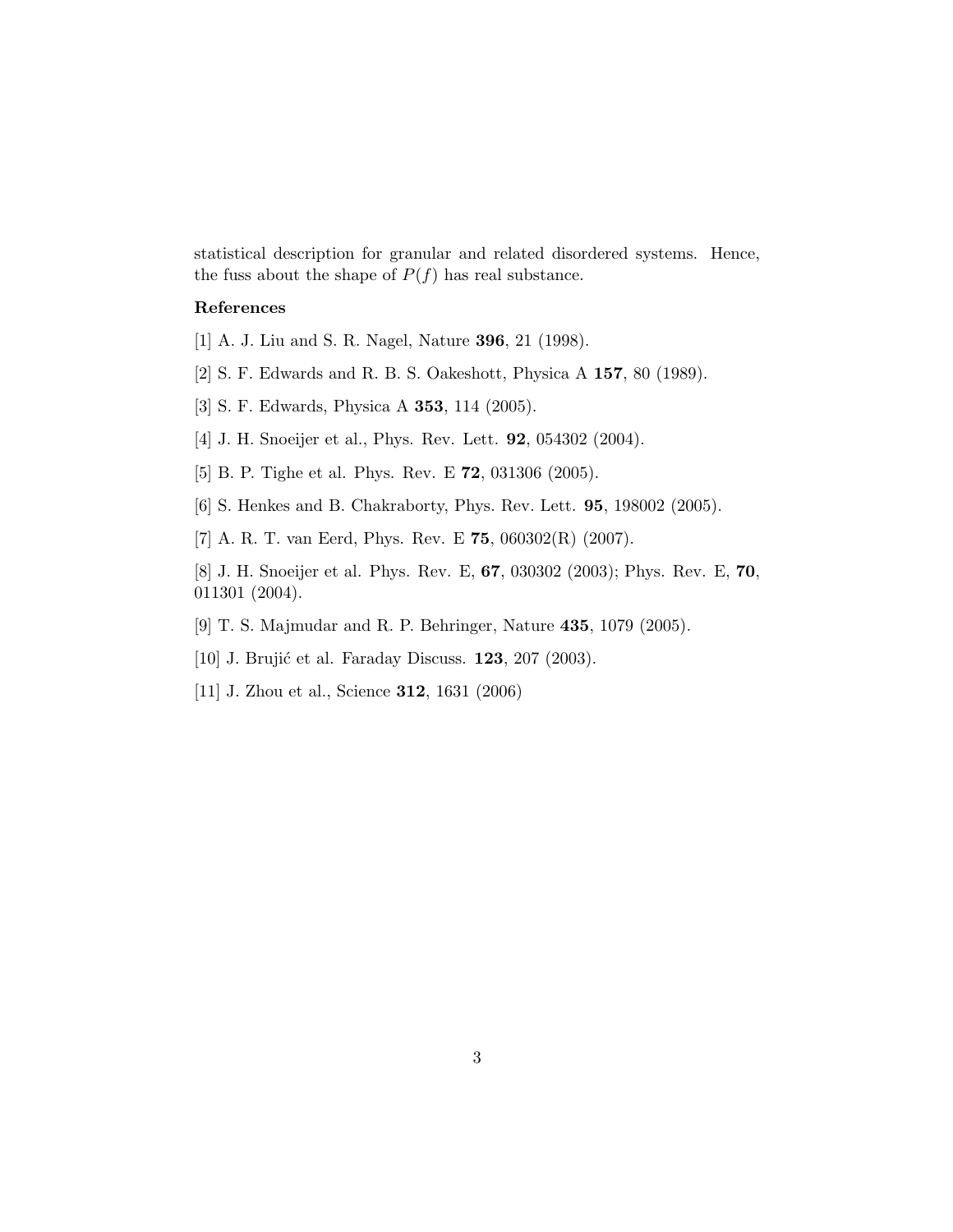statistical description for granular and related disordered systems. Hence, the fuss about the shape of $P(f)$ has real substance.

### References

[1] A. J. Liu and S. R. Nagel, Nature **396**, 21 (1998).

[2] S. F. Edwards and R. B. S. Oakeshott, Physica A **157**, 80 (1989).

[3] S. F. Edwards, Physica A **353**, 114 (2005).

[4] J. H. Snoeijer et al., Phys. Rev. Lett. **92**, 054302 (2004).

[5] B. P. Tighe et al. Phys. Rev. E **72**, 031306 (2005).

[6] S. Henkes and B. Chakraborty, Phys. Rev. Lett. **95**, 198002 (2005).

[7] A. R. T. van Eerd, Phys. Rev. E **75**, 060302(R) (2007).

[8] J. H. Snoeijer et al. Phys. Rev. E, **67**, 030302 (2003); Phys. Rev. E, **70**, 011301 (2004).

[9] T. S. Majmudar and R. P. Behringer, Nature **435**, 1079 (2005).

[10] J. Brujić et al. Faraday Discuss. **123**, 207 (2003).

[11] J. Zhou et al., Science **312**, 1631 (2006)